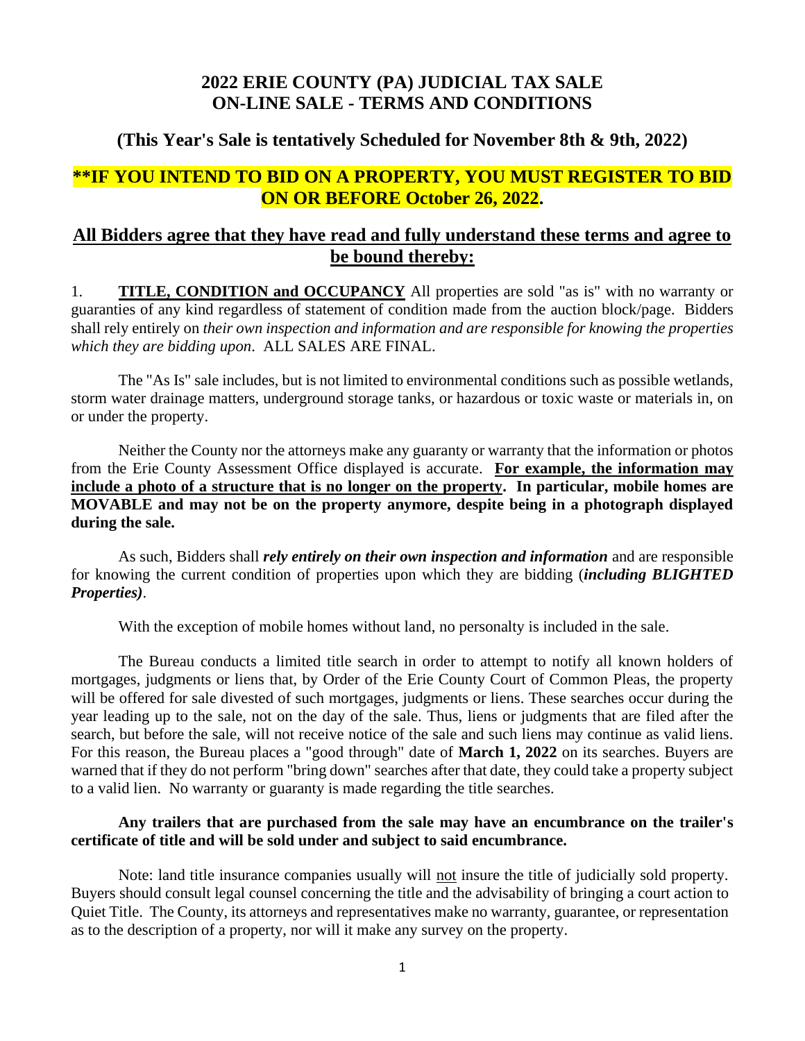# 2022 ERIE COUNTY (PA) JUDICIAL TAX SALE
# ON-LINE SALE - TERMS AND CONDITIONS

## (This Year's Sale is tentatively Scheduled for November 8th & 9th, 2022)

## **IF YOU INTEND TO BID ON A PROPERTY, YOU MUST REGISTER TO BID ON OR BEFORE October 26, 2022.

## All Bidders agree that they have read and fully understand these terms and agree to be bound thereby:

1. **TITLE, CONDITION and OCCUPANCY** All properties are sold "as is" with no warranty or guaranties of any kind regardless of statement of condition made from the auction block/page. Bidders shall rely entirely on *their own inspection and information and are responsible for knowing the properties which they are bidding upon*. ALL SALES ARE FINAL.

The "As Is" sale includes, but is not limited to environmental conditions such as possible wetlands, storm water drainage matters, underground storage tanks, or hazardous or toxic waste or materials in, on or under the property.

Neither the County nor the attorneys make any guaranty or warranty that the information or photos from the Erie County Assessment Office displayed is accurate. **For example, the information may include a photo of a structure that is no longer on the property. In particular, mobile homes are MOVABLE and may not be on the property anymore, despite being in a photograph displayed during the sale.**

As such, Bidders shall ***rely entirely on their own inspection and information*** and are responsible for knowing the current condition of properties upon which they are bidding (***including BLIGHTED Properties)***.

With the exception of mobile homes without land, no personalty is included in the sale.

The Bureau conducts a limited title search in order to attempt to notify all known holders of mortgages, judgments or liens that, by Order of the Erie County Court of Common Pleas, the property will be offered for sale divested of such mortgages, judgments or liens. These searches occur during the year leading up to the sale, not on the day of the sale. Thus, liens or judgments that are filed after the search, but before the sale, will not receive notice of the sale and such liens may continue as valid liens. For this reason, the Bureau places a "good through" date of **March 1, 2022** on its searches. Buyers are warned that if they do not perform "bring down" searches after that date, they could take a property subject to a valid lien. No warranty or guaranty is made regarding the title searches.

**Any trailers that are purchased from the sale may have an encumbrance on the trailer's certificate of title and will be sold under and subject to said encumbrance.**

Note: land title insurance companies usually will not insure the title of judicially sold property. Buyers should consult legal counsel concerning the title and the advisability of bringing a court action to Quiet Title. The County, its attorneys and representatives make no warranty, guarantee, or representation as to the description of a property, nor will it make any survey on the property.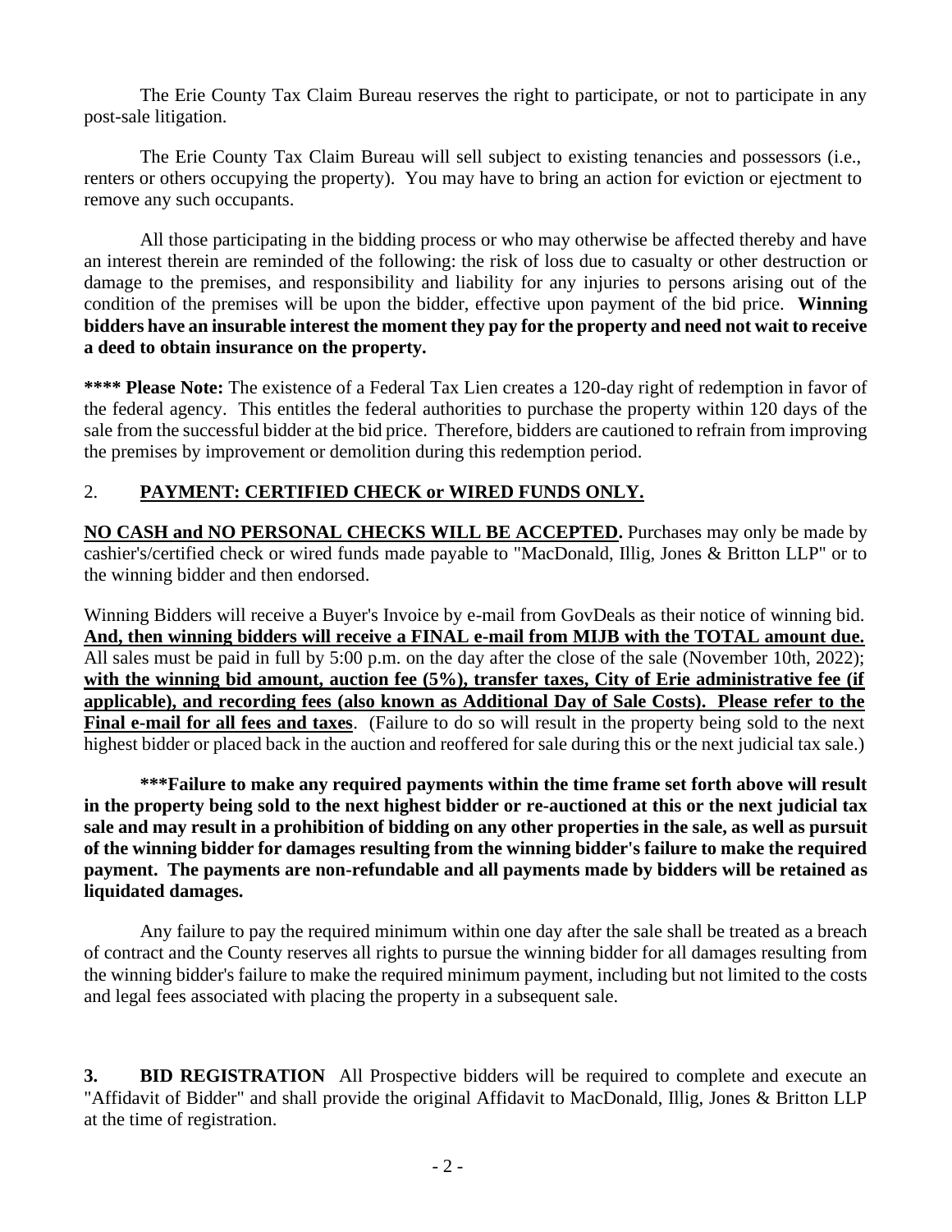The Erie County Tax Claim Bureau reserves the right to participate, or not to participate in any post-sale litigation.

The Erie County Tax Claim Bureau will sell subject to existing tenancies and possessors (i.e., renters or others occupying the property). You may have to bring an action for eviction or ejectment to remove any such occupants.

All those participating in the bidding process or who may otherwise be affected thereby and have an interest therein are reminded of the following: the risk of loss due to casualty or other destruction or damage to the premises, and responsibility and liability for any injuries to persons arising out of the condition of the premises will be upon the bidder, effective upon payment of the bid price. **Winning bidders have an insurable interest the moment they pay for the property and need not wait to receive a deed to obtain insurance on the property.**

**\*\*\*\* Please Note:** The existence of a Federal Tax Lien creates a 120-day right of redemption in favor of the federal agency. This entitles the federal authorities to purchase the property within 120 days of the sale from the successful bidder at the bid price. Therefore, bidders are cautioned to refrain from improving the premises by improvement or demolition during this redemption period.

## 2. **PAYMENT: CERTIFIED CHECK or WIRED FUNDS ONLY.**

**NO CASH and NO PERSONAL CHECKS WILL BE ACCEPTED.** Purchases may only be made by cashier's/certified check or wired funds made payable to "MacDonald, Illig, Jones & Britton LLP" or to the winning bidder and then endorsed.

Winning Bidders will receive a Buyer's Invoice by e-mail from GovDeals as their notice of winning bid. **And, then winning bidders will receive a FINAL e-mail from MIJB with the TOTAL amount due.** All sales must be paid in full by 5:00 p.m. on the day after the close of the sale (November 10th, 2022); **with the winning bid amount, auction fee (5%), transfer taxes, City of Erie administrative fee (if applicable), and recording fees (also known as Additional Day of Sale Costs). Please refer to the Final e-mail for all fees and taxes**. (Failure to do so will result in the property being sold to the next highest bidder or placed back in the auction and reoffered for sale during this or the next judicial tax sale.)

**\*\*\*Failure to make any required payments within the time frame set forth above will result in the property being sold to the next highest bidder or re-auctioned at this or the next judicial tax sale and may result in a prohibition of bidding on any other properties in the sale, as well as pursuit of the winning bidder for damages resulting from the winning bidder's failure to make the required payment. The payments are non-refundable and all payments made by bidders will be retained as liquidated damages.**

Any failure to pay the required minimum within one day after the sale shall be treated as a breach of contract and the County reserves all rights to pursue the winning bidder for all damages resulting from the winning bidder's failure to make the required minimum payment, including but not limited to the costs and legal fees associated with placing the property in a subsequent sale.

**3. BID REGISTRATION** All Prospective bidders will be required to complete and execute an "Affidavit of Bidder" and shall provide the original Affidavit to MacDonald, Illig, Jones & Britton LLP at the time of registration.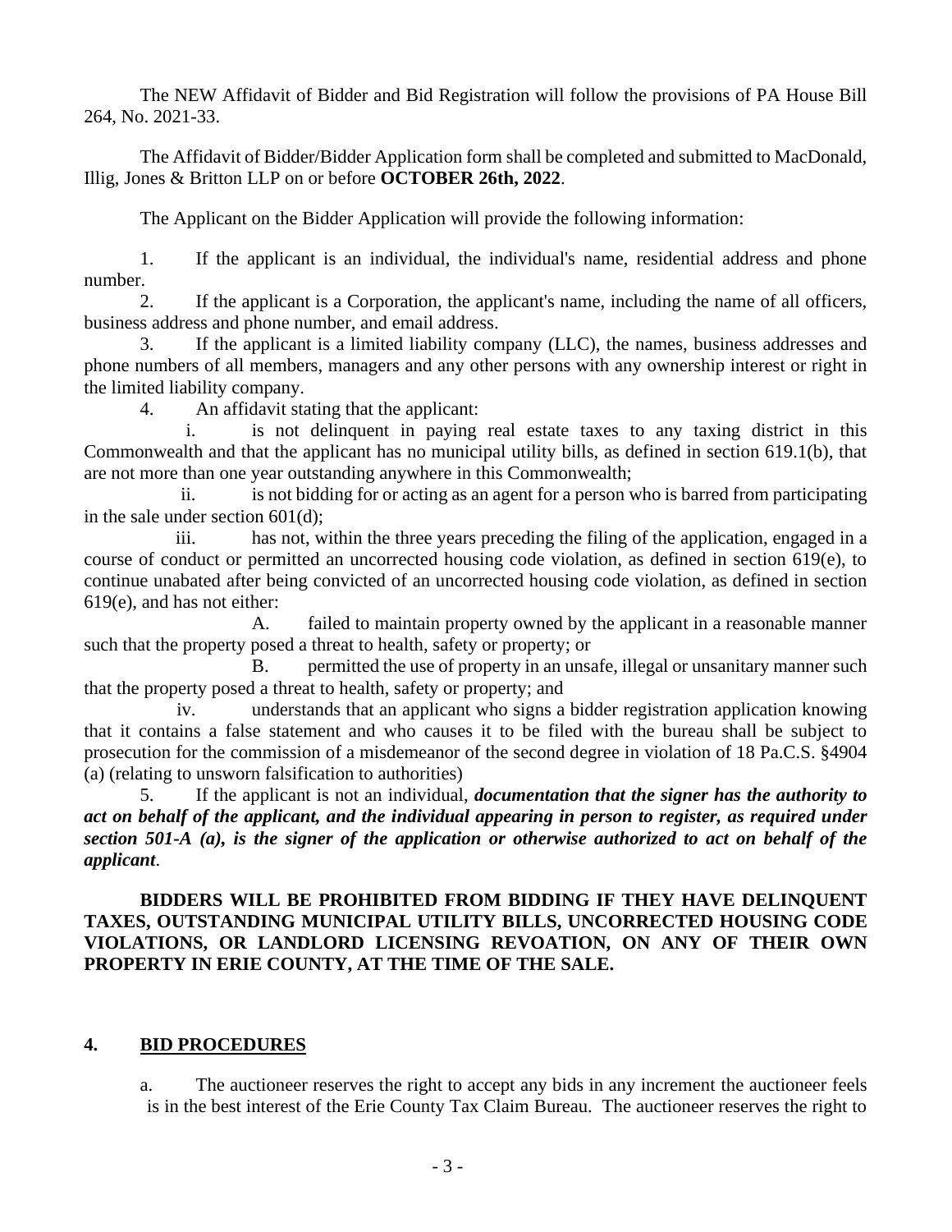The NEW Affidavit of Bidder and Bid Registration will follow the provisions of PA House Bill 264, No. 2021-33.

The Affidavit of Bidder/Bidder Application form shall be completed and submitted to MacDonald, Illig, Jones & Britton LLP on or before **OCTOBER 26th, 2022**.

The Applicant on the Bidder Application will provide the following information:

1. If the applicant is an individual, the individual's name, residential address and phone number.
2. If the applicant is a Corporation, the applicant's name, including the name of all officers, business address and phone number, and email address.
3. If the applicant is a limited liability company (LLC), the names, business addresses and phone numbers of all members, managers and any other persons with any ownership interest or right in the limited liability company.
4. An affidavit stating that the applicant:
   i. is not delinquent in paying real estate taxes to any taxing district in this Commonwealth and that the applicant has no municipal utility bills, as defined in section 619.1(b), that are not more than one year outstanding anywhere in this Commonwealth;
   ii. is not bidding for or acting as an agent for a person who is barred from participating in the sale under section 601(d);
   iii. has not, within the three years preceding the filing of the application, engaged in a course of conduct or permitted an uncorrected housing code violation, as defined in section 619(e), to continue unabated after being convicted of an uncorrected housing code violation, as defined in section 619(e), and has not either:
      A. failed to maintain property owned by the applicant in a reasonable manner such that the property posed a threat to health, safety or property; or
      B. permitted the use of property in an unsafe, illegal or unsanitary manner such that the property posed a threat to health, safety or property; and
   iv. understands that an applicant who signs a bidder registration application knowing that it contains a false statement and who causes it to be filed with the bureau shall be subject to prosecution for the commission of a misdemeanor of the second degree in violation of 18 Pa.C.S. §4904 (a) (relating to unsworn falsification to authorities)
5. If the applicant is not an individual, ***documentation that the signer has the authority to act on behalf of the applicant, and the individual appearing in person to register, as required under section 501-A (a), is the signer of the application or otherwise authorized to act on behalf of the applicant***.

**BIDDERS WILL BE PROHIBITED FROM BIDDING IF THEY HAVE DELINQUENT TAXES, OUTSTANDING MUNICIPAL UTILITY BILLS, UNCORRECTED HOUSING CODE VIOLATIONS, OR LANDLORD LICENSING REVOATION, ON ANY OF THEIR OWN PROPERTY IN ERIE COUNTY, AT THE TIME OF THE SALE.**

## 4. BID PROCEDURES

a. The auctioneer reserves the right to accept any bids in any increment the auctioneer feels is in the best interest of the Erie County Tax Claim Bureau. The auctioneer reserves the right to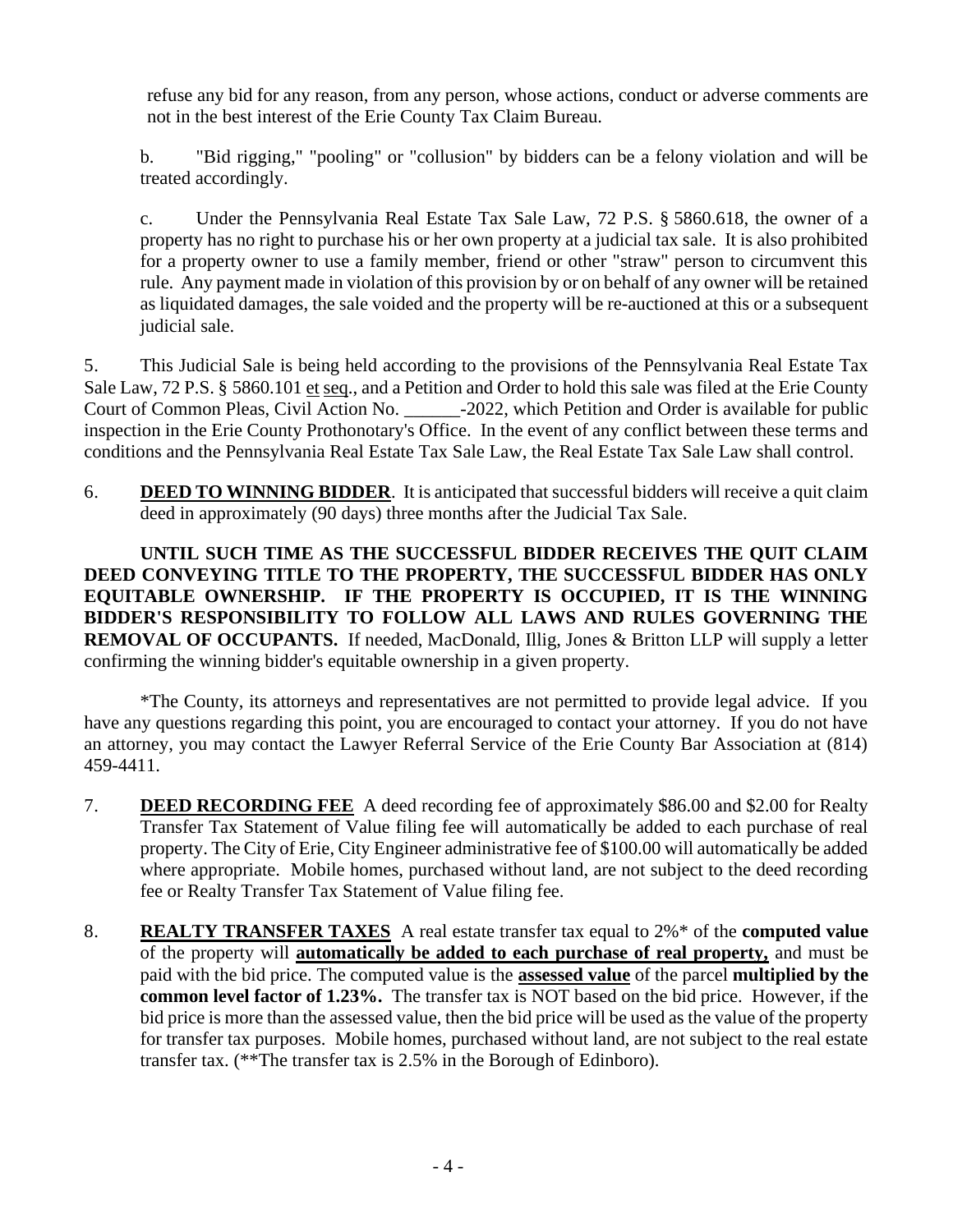refuse any bid for any reason, from any person, whose actions, conduct or adverse comments are not in the best interest of the Erie County Tax Claim Bureau.

b. "Bid rigging," "pooling" or "collusion" by bidders can be a felony violation and will be treated accordingly.

c. Under the Pennsylvania Real Estate Tax Sale Law, 72 P.S. § 5860.618, the owner of a property has no right to purchase his or her own property at a judicial tax sale. It is also prohibited for a property owner to use a family member, friend or other "straw" person to circumvent this rule. Any payment made in violation of this provision by or on behalf of any owner will be retained as liquidated damages, the sale voided and the property will be re-auctioned at this or a subsequent judicial sale.

5. This Judicial Sale is being held according to the provisions of the Pennsylvania Real Estate Tax Sale Law, 72 P.S. § 5860.101 et seq., and a Petition and Order to hold this sale was filed at the Erie County Court of Common Pleas, Civil Action No. ______-2022, which Petition and Order is available for public inspection in the Erie County Prothonotary's Office. In the event of any conflict between these terms and conditions and the Pennsylvania Real Estate Tax Sale Law, the Real Estate Tax Sale Law shall control.

6. **DEED TO WINNING BIDDER**. It is anticipated that successful bidders will receive a quit claim deed in approximately (90 days) three months after the Judicial Tax Sale.

**UNTIL SUCH TIME AS THE SUCCESSFUL BIDDER RECEIVES THE QUIT CLAIM DEED CONVEYING TITLE TO THE PROPERTY, THE SUCCESSFUL BIDDER HAS ONLY EQUITABLE OWNERSHIP. IF THE PROPERTY IS OCCUPIED, IT IS THE WINNING BIDDER'S RESPONSIBILITY TO FOLLOW ALL LAWS AND RULES GOVERNING THE REMOVAL OF OCCUPANTS.** If needed, MacDonald, Illig, Jones & Britton LLP will supply a letter confirming the winning bidder's equitable ownership in a given property.

*The County, its attorneys and representatives are not permitted to provide legal advice. If you have any questions regarding this point, you are encouraged to contact your attorney. If you do not have an attorney, you may contact the Lawyer Referral Service of the Erie County Bar Association at (814) 459-4411.

7. **DEED RECORDING FEE** A deed recording fee of approximately $86.00 and $2.00 for Realty Transfer Tax Statement of Value filing fee will automatically be added to each purchase of real property. The City of Erie, City Engineer administrative fee of $100.00 will automatically be added where appropriate. Mobile homes, purchased without land, are not subject to the deed recording fee or Realty Transfer Tax Statement of Value filing fee.

8. **REALTY TRANSFER TAXES** A real estate transfer tax equal to 2%* of the **computed value** of the property will **automatically be added to each purchase of real property,** and must be paid with the bid price. The computed value is the **assessed value** of the parcel **multiplied by the common level factor of 1.23%.** The transfer tax is NOT based on the bid price. However, if the bid price is more than the assessed value, then the bid price will be used as the value of the property for transfer tax purposes. Mobile homes, purchased without land, are not subject to the real estate transfer tax. (**The transfer tax is 2.5% in the Borough of Edinboro).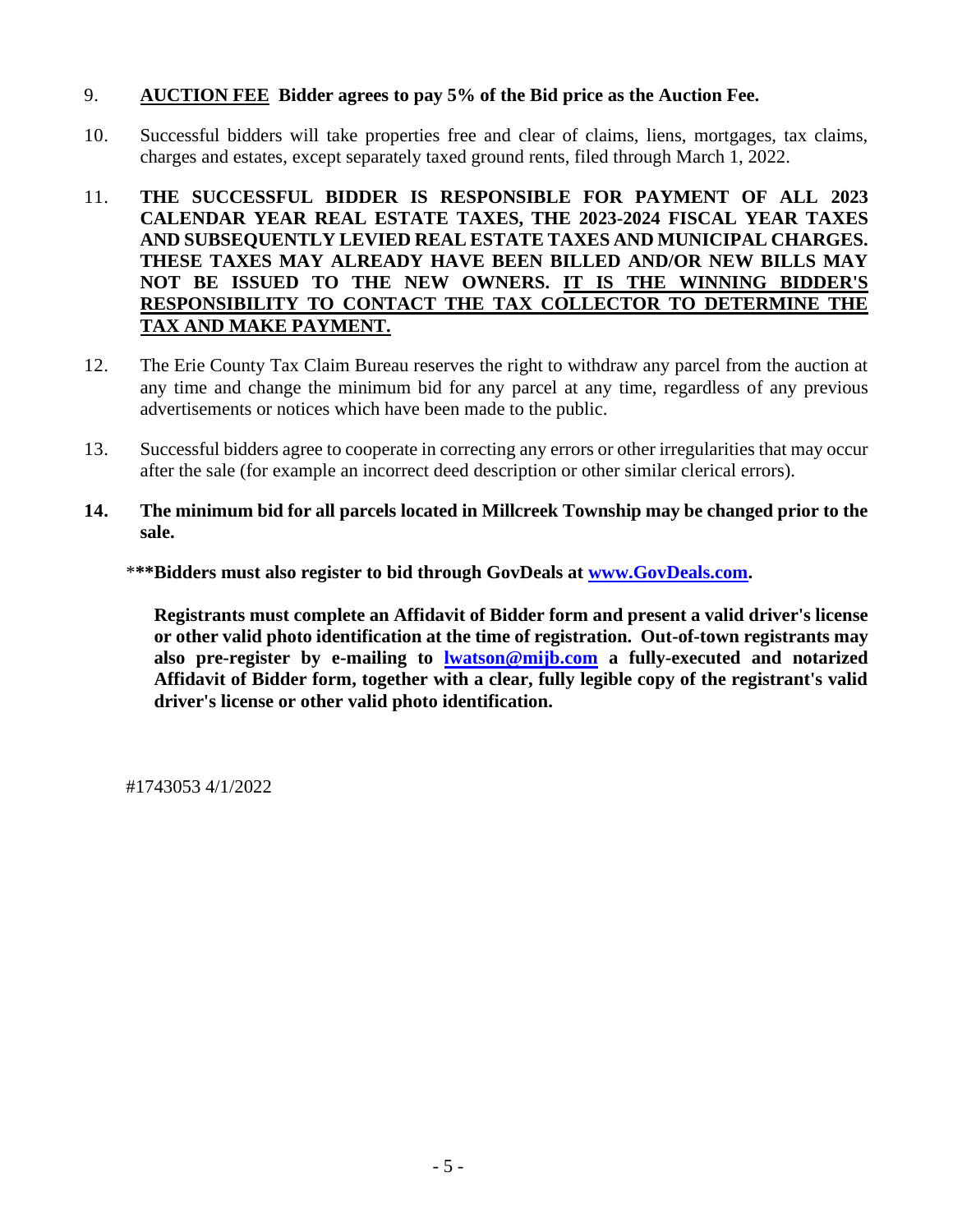9. **<u>AUCTION FEE</u> Bidder agrees to pay 5% of the Bid price as the Auction Fee.**

10. Successful bidders will take properties free and clear of claims, liens, mortgages, tax claims, charges and estates, except separately taxed ground rents, filed through March 1, 2022.

11. **THE SUCCESSFUL BIDDER IS RESPONSIBLE FOR PAYMENT OF ALL 2023 CALENDAR YEAR REAL ESTATE TAXES, THE 2023-2024 FISCAL YEAR TAXES AND SUBSEQUENTLY LEVIED REAL ESTATE TAXES AND MUNICIPAL CHARGES. THESE TAXES MAY ALREADY HAVE BEEN BILLED AND/OR NEW BILLS MAY NOT BE ISSUED TO THE NEW OWNERS. <u>IT IS THE WINNING BIDDER'S RESPONSIBILITY TO CONTACT THE TAX COLLECTOR TO DETERMINE THE TAX AND MAKE PAYMENT.</u>**

12. The Erie County Tax Claim Bureau reserves the right to withdraw any parcel from the auction at any time and change the minimum bid for any parcel at any time, regardless of any previous advertisements or notices which have been made to the public.

13. Successful bidders agree to cooperate in correcting any errors or other irregularities that may occur after the sale (for example an incorrect deed description or other similar clerical errors).

14. **The minimum bid for all parcels located in Millcreek Township may be changed prior to the sale.**

***Bidders must also register to bid through GovDeals at [www.GovDeals.com](http://www.GovDeals.com).**

**Registrants must complete an Affidavit of Bidder form and present a valid driver's license or other valid photo identification at the time of registration. Out-of-town registrants may also pre-register by e-mailing to [lwatson@mijb.com](mailto:lwatson@mijb.com) a fully-executed and notarized Affidavit of Bidder form, together with a clear, fully legible copy of the registrant's valid driver's license or other valid photo identification.**

#1743053 4/1/2022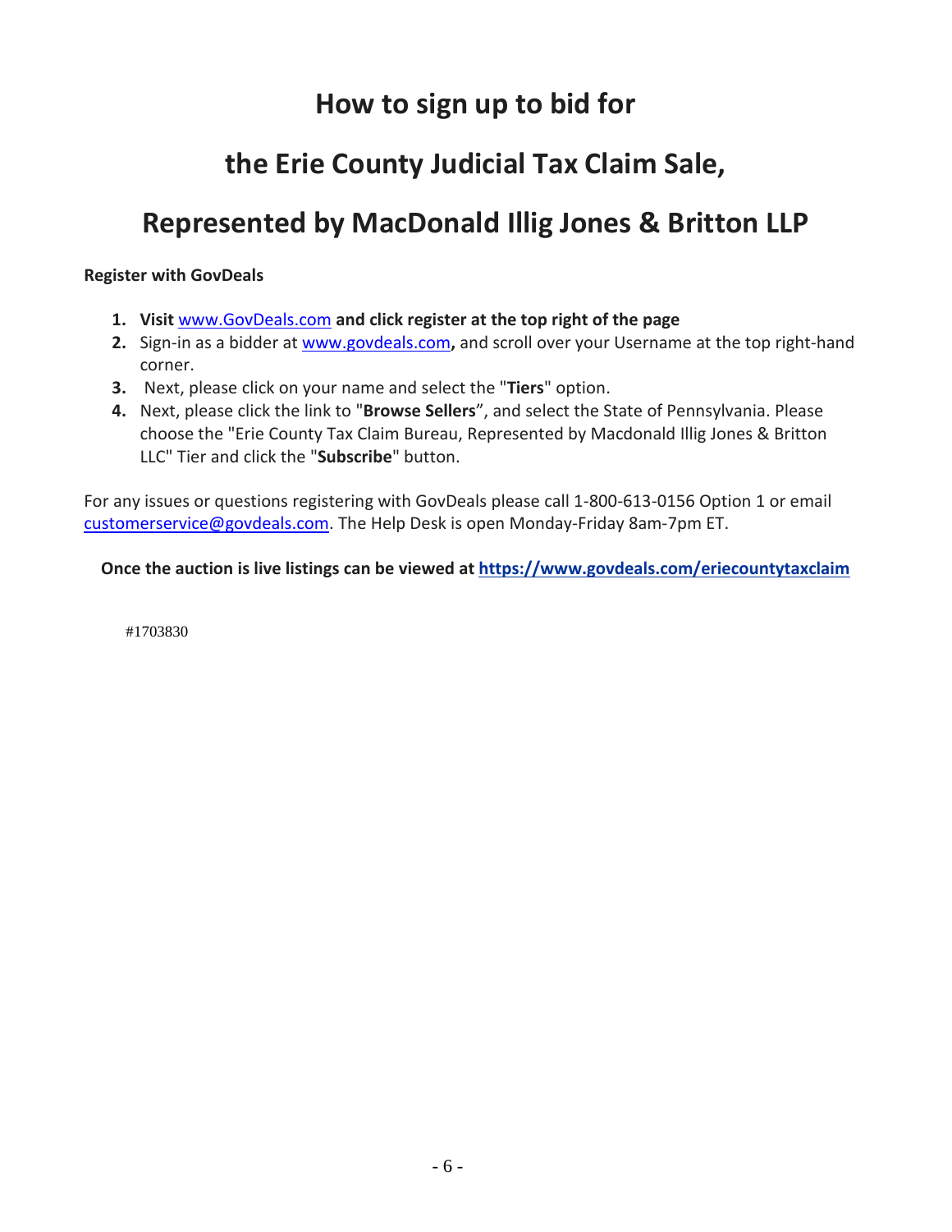# How to sign up to bid for

# the Erie County Judicial Tax Claim Sale,

# Represented by MacDonald Illig Jones & Britton LLP

**Register with GovDeals**

1. **Visit** www.GovDeals.com **and click register at the top right of the page**
2. Sign-in as a bidder at www.govdeals.com**,** and scroll over your Username at the top right-hand corner.
3. Next, please click on your name and select the "**Tiers**" option.
4. Next, please click the link to "**Browse Sellers**", and select the State of Pennsylvania. Please choose the "Erie County Tax Claim Bureau, Represented by Macdonald Illig Jones & Britton LLC" Tier and click the "**Subscribe**" button.

For any issues or questions registering with GovDeals please call 1-800-613-0156 Option 1 or email customerservice@govdeals.com. The Help Desk is open Monday-Friday 8am-7pm ET.

**Once the auction is live listings can be viewed at https://www.govdeals.com/eriecountytaxclaim**

#1703830